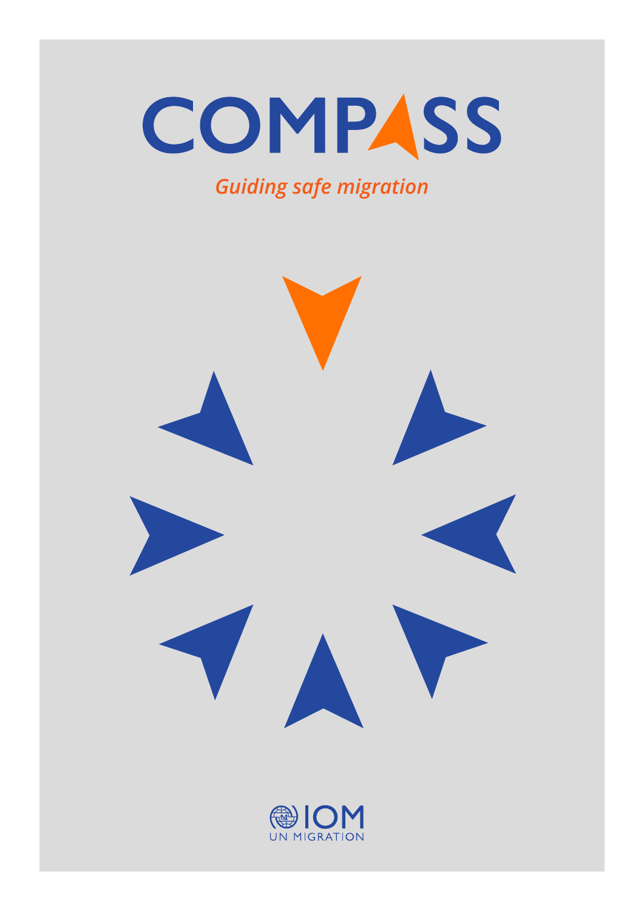# COMPASS

*Guiding safe migration*

IOM

UN MIGRATION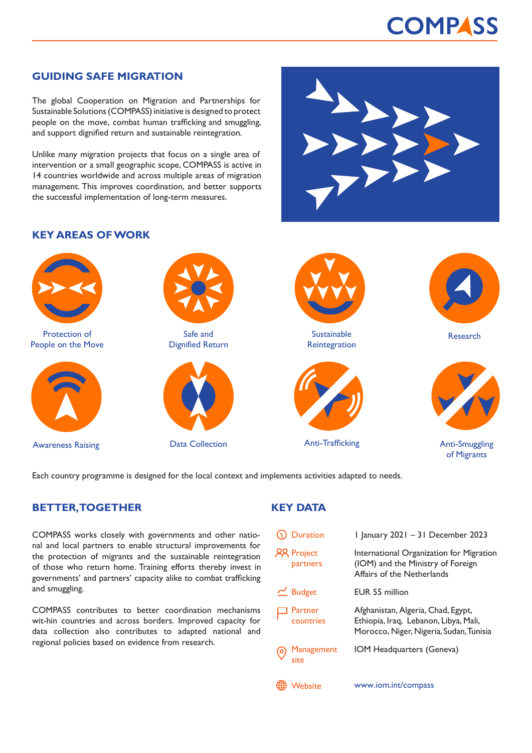## GUIDING SAFE MIGRATION

The global Cooperation on Migration and Partnerships for Sustainable Solutions (COMPASS) initiative is designed to protect people on the move, combat human trafficking and smuggling, and support dignified return and sustainable reintegration.

Unlike many migration projects that focus on a single area of intervention or a small geographic scope, COMPASS is active in 14 countries worldwide and across multiple areas of migration management. This improves coordination, and better supports the successful implementation of long-term measures.

## KEY AREAS OF WORK

- Protection of People on the Move
- Safe and Dignified Return
- Sustainable Reintegration
- Research
- Awareness Raising
- Data Collection
- Anti-Trafficking
- Anti-Smuggling of Migrants

Each country programme is designed for the local context and implements activities adapted to needs.

## BETTER, TOGETHER

COMPASS works closely with governments and other natio-nal and local partners to enable structural improvements for the protection of migrants and the sustainable reintegration of those who return home. Training efforts thereby invest in governments' and partners' capacity alike to combat trafficking and smuggling.

COMPASS contributes to better coordination mechanisms wit-hin countries and across borders. Improved capacity for data collection also contributes to adapted national and regional policies based on evidence from research.

## KEY DATA

| | |
|---|---|
| Duration | 1 January 2021 – 31 December 2023 |
| Project partners | International Organization for Migration (IOM) and the Ministry of Foreign Affairs of the Netherlands |
| Budget | EUR 55 million |
| Partner countries | Afghanistan, Algeria, Chad, Egypt, Ethiopia, Iraq, Lebanon, Libya, Mali, Morocco, Niger, Nigeria, Sudan, Tunisia |
| Management site | IOM Headquarters (Geneva) |
| Website | www.iom.int/compass |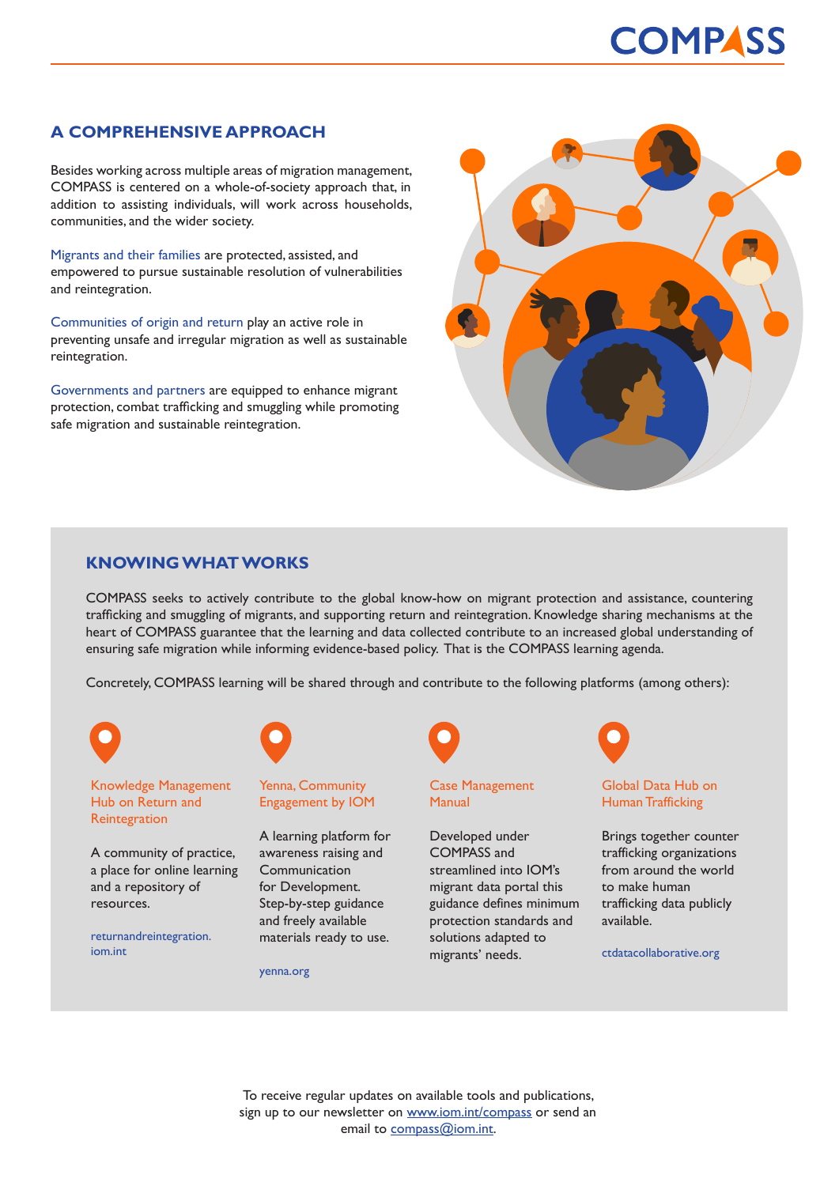## A COMPREHENSIVE APPROACH

Besides working across multiple areas of migration management, COMPASS is centered on a whole-of-society approach that, in addition to assisting individuals, will work across households, communities, and the wider society.

Migrants and their families are protected, assisted, and empowered to pursue sustainable resolution of vulnerabilities and reintegration.

Communities of origin and return play an active role in preventing unsafe and irregular migration as well as sustainable reintegration.

Governments and partners are equipped to enhance migrant protection, combat trafficking and smuggling while promoting safe migration and sustainable reintegration.

## KNOWING WHAT WORKS

COMPASS seeks to actively contribute to the global know-how on migrant protection and assistance, countering trafficking and smuggling of migrants, and supporting return and reintegration. Knowledge sharing mechanisms at the heart of COMPASS guarantee that the learning and data collected contribute to an increased global understanding of ensuring safe migration while informing evidence-based policy. That is the COMPASS learning agenda.

Concretely, COMPASS learning will be shared through and contribute to the following platforms (among others):

### Knowledge Management Hub on Return and Reintegration

A community of practice, a place for online learning and a repository of resources.

returnandreintegration.iom.int

### Yenna, Community Engagement by IOM

A learning platform for awareness raising and Communication for Development. Step-by-step guidance and freely available materials ready to use.

yenna.org

### Case Management Manual

Developed under COMPASS and streamlined into IOM's migrant data portal this guidance defines minimum protection standards and solutions adapted to migrants' needs.

### Global Data Hub on Human Trafficking

Brings together counter trafficking organizations from around the world to make human trafficking data publicly available.

ctdatacollaborative.org

To receive regular updates on available tools and publications, sign up to our newsletter on www.iom.int/compass or send an email to compass@iom.int.